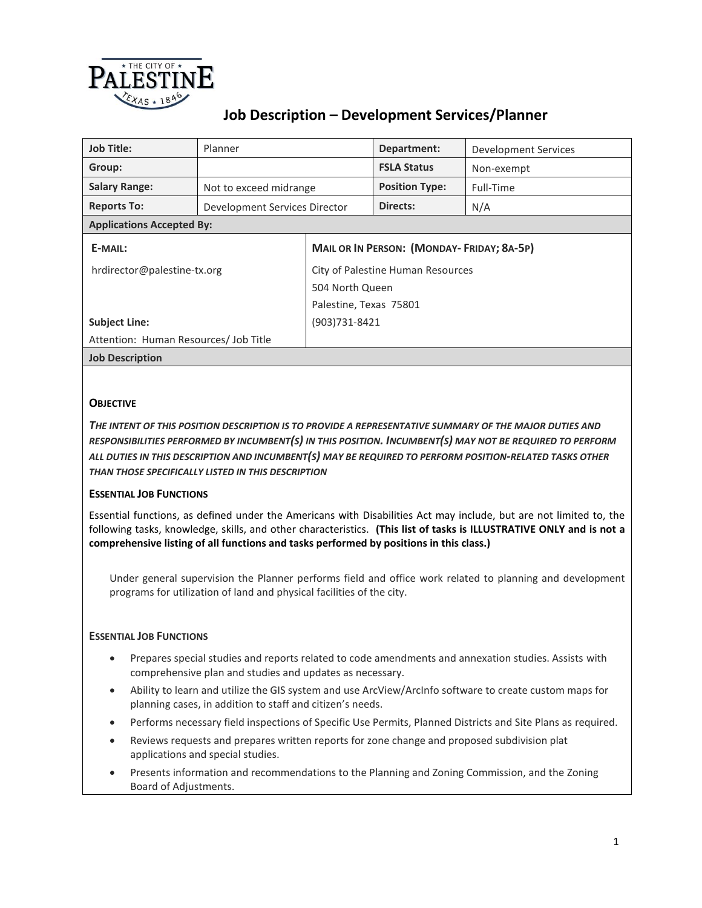THE CITY OF PALESTINE TEXAS 1846

# Job Description – Development Services/Planner

| Job Title: | Planner | Department: | Development Services |
|---|---|---|---|
| Group: | | FSLA Status | Non-exempt |
| Salary Range: | Not to exceed midrange | Position Type: | Full-Time |
| Reports To: | Development Services Director | Directs: | N/A |

**Applications Accepted By:**

| E-MAIL: | MAIL OR IN PERSON: (MONDAY- FRIDAY; 8A-5P) |
|---|---|
| hrdirector@palestine-tx.org | City of Palestine Human Resources<br>504 North Queen<br>Palestine, Texas 75801<br>(903)731-8421 |
| **Subject Line:**<br>Attention: Human Resources/ Job Title | |

**Job Description**

### OBJECTIVE

***THE INTENT OF THIS POSITION DESCRIPTION IS TO PROVIDE A REPRESENTATIVE SUMMARY OF THE MAJOR DUTIES AND RESPONSIBILITIES PERFORMED BY INCUMBENT(S) IN THIS POSITION. INCUMBENT(S) MAY NOT BE REQUIRED TO PERFORM ALL DUTIES IN THIS DESCRIPTION AND INCUMBENT(S) MAY BE REQUIRED TO PERFORM POSITION-RELATED TASKS OTHER THAN THOSE SPECIFICALLY LISTED IN THIS DESCRIPTION***

### ESSENTIAL JOB FUNCTIONS

Essential functions, as defined under the Americans with Disabilities Act may include, but are not limited to, the following tasks, knowledge, skills, and other characteristics. **(This list of tasks is ILLUSTRATIVE ONLY and is not a comprehensive listing of all functions and tasks performed by positions in this class.)**

Under general supervision the Planner performs field and office work related to planning and development programs for utilization of land and physical facilities of the city.

### ESSENTIAL JOB FUNCTIONS

- Prepares special studies and reports related to code amendments and annexation studies. Assists with comprehensive plan and studies and updates as necessary.
- Ability to learn and utilize the GIS system and use ArcView/ArcInfo software to create custom maps for planning cases, in addition to staff and citizen's needs.
- Performs necessary field inspections of Specific Use Permits, Planned Districts and Site Plans as required.
- Reviews requests and prepares written reports for zone change and proposed subdivision plat applications and special studies.
- Presents information and recommendations to the Planning and Zoning Commission, and the Zoning Board of Adjustments.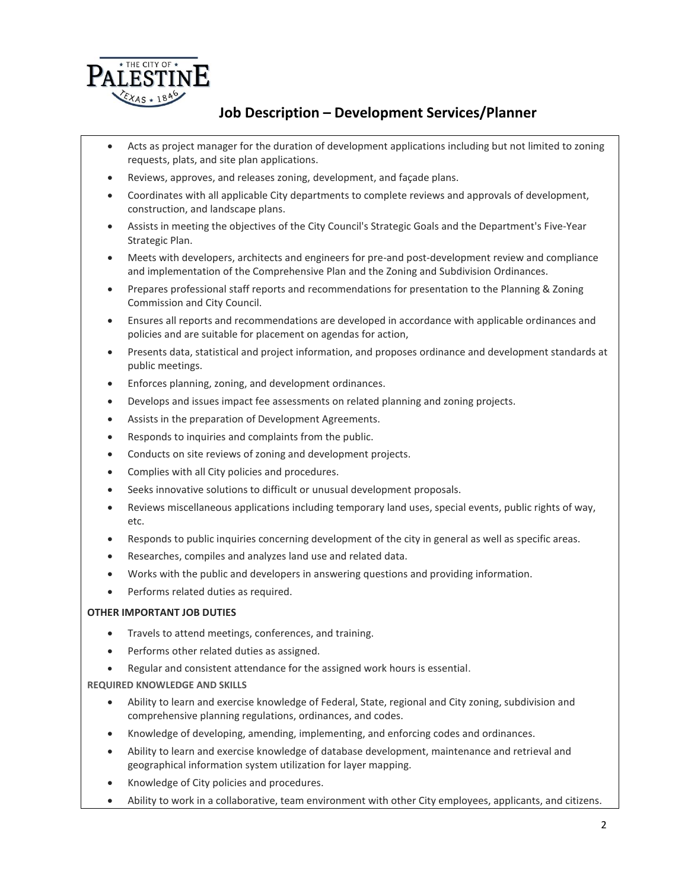# Job Description – Development Services/Planner

- Acts as project manager for the duration of development applications including but not limited to zoning requests, plats, and site plan applications.
- Reviews, approves, and releases zoning, development, and façade plans.
- Coordinates with all applicable City departments to complete reviews and approvals of development, construction, and landscape plans.
- Assists in meeting the objectives of the City Council's Strategic Goals and the Department's Five-Year Strategic Plan.
- Meets with developers, architects and engineers for pre-and post-development review and compliance and implementation of the Comprehensive Plan and the Zoning and Subdivision Ordinances.
- Prepares professional staff reports and recommendations for presentation to the Planning & Zoning Commission and City Council.
- Ensures all reports and recommendations are developed in accordance with applicable ordinances and policies and are suitable for placement on agendas for action,
- Presents data, statistical and project information, and proposes ordinance and development standards at public meetings.
- Enforces planning, zoning, and development ordinances.
- Develops and issues impact fee assessments on related planning and zoning projects.
- Assists in the preparation of Development Agreements.
- Responds to inquiries and complaints from the public.
- Conducts on site reviews of zoning and development projects.
- Complies with all City policies and procedures.
- Seeks innovative solutions to difficult or unusual development proposals.
- Reviews miscellaneous applications including temporary land uses, special events, public rights of way, etc.
- Responds to public inquiries concerning development of the city in general as well as specific areas.
- Researches, compiles and analyzes land use and related data.
- Works with the public and developers in answering questions and providing information.
- Performs related duties as required.

**OTHER IMPORTANT JOB DUTIES**

- Travels to attend meetings, conferences, and training.
- Performs other related duties as assigned.
- Regular and consistent attendance for the assigned work hours is essential.

**REQUIRED KNOWLEDGE AND SKILLS**

- Ability to learn and exercise knowledge of Federal, State, regional and City zoning, subdivision and comprehensive planning regulations, ordinances, and codes.
- Knowledge of developing, amending, implementing, and enforcing codes and ordinances.
- Ability to learn and exercise knowledge of database development, maintenance and retrieval and geographical information system utilization for layer mapping.
- Knowledge of City policies and procedures.
- Ability to work in a collaborative, team environment with other City employees, applicants, and citizens.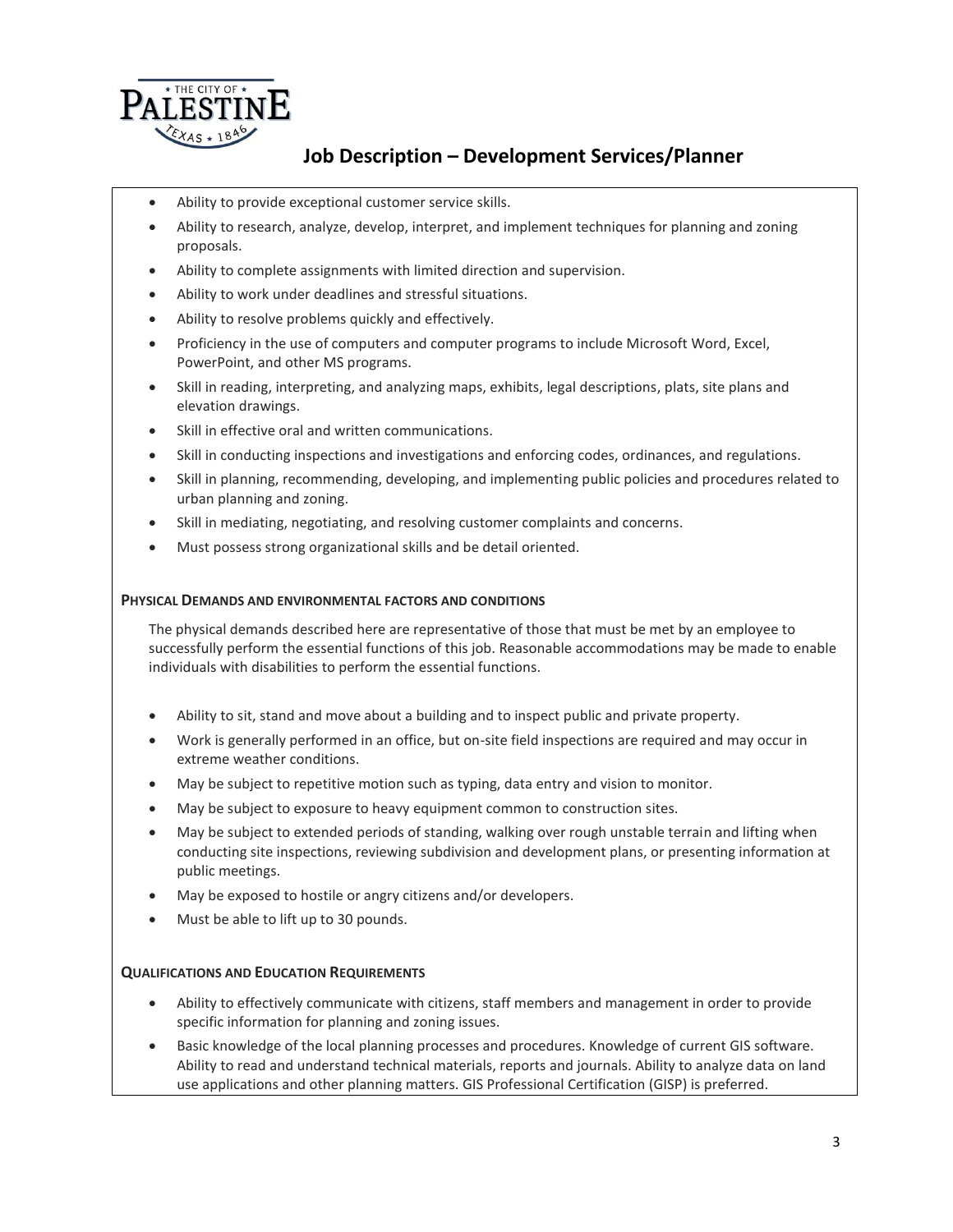- Ability to provide exceptional customer service skills.
- Ability to research, analyze, develop, interpret, and implement techniques for planning and zoning proposals.
- Ability to complete assignments with limited direction and supervision.
- Ability to work under deadlines and stressful situations.
- Ability to resolve problems quickly and effectively.
- Proficiency in the use of computers and computer programs to include Microsoft Word, Excel, PowerPoint, and other MS programs.
- Skill in reading, interpreting, and analyzing maps, exhibits, legal descriptions, plats, site plans and elevation drawings.
- Skill in effective oral and written communications.
- Skill in conducting inspections and investigations and enforcing codes, ordinances, and regulations.
- Skill in planning, recommending, developing, and implementing public policies and procedures related to urban planning and zoning.
- Skill in mediating, negotiating, and resolving customer complaints and concerns.
- Must possess strong organizational skills and be detail oriented.

**PHYSICAL DEMANDS AND ENVIRONMENTAL FACTORS AND CONDITIONS**

The physical demands described here are representative of those that must be met by an employee to successfully perform the essential functions of this job. Reasonable accommodations may be made to enable individuals with disabilities to perform the essential functions.

- Ability to sit, stand and move about a building and to inspect public and private property.
- Work is generally performed in an office, but on-site field inspections are required and may occur in extreme weather conditions.
- May be subject to repetitive motion such as typing, data entry and vision to monitor.
- May be subject to exposure to heavy equipment common to construction sites.
- May be subject to extended periods of standing, walking over rough unstable terrain and lifting when conducting site inspections, reviewing subdivision and development plans, or presenting information at public meetings.
- May be exposed to hostile or angry citizens and/or developers.
- Must be able to lift up to 30 pounds.

**QUALIFICATIONS AND EDUCATION REQUIREMENTS**

- Ability to effectively communicate with citizens, staff members and management in order to provide specific information for planning and zoning issues.
- Basic knowledge of the local planning processes and procedures. Knowledge of current GIS software. Ability to read and understand technical materials, reports and journals. Ability to analyze data on land use applications and other planning matters. GIS Professional Certification (GISP) is preferred.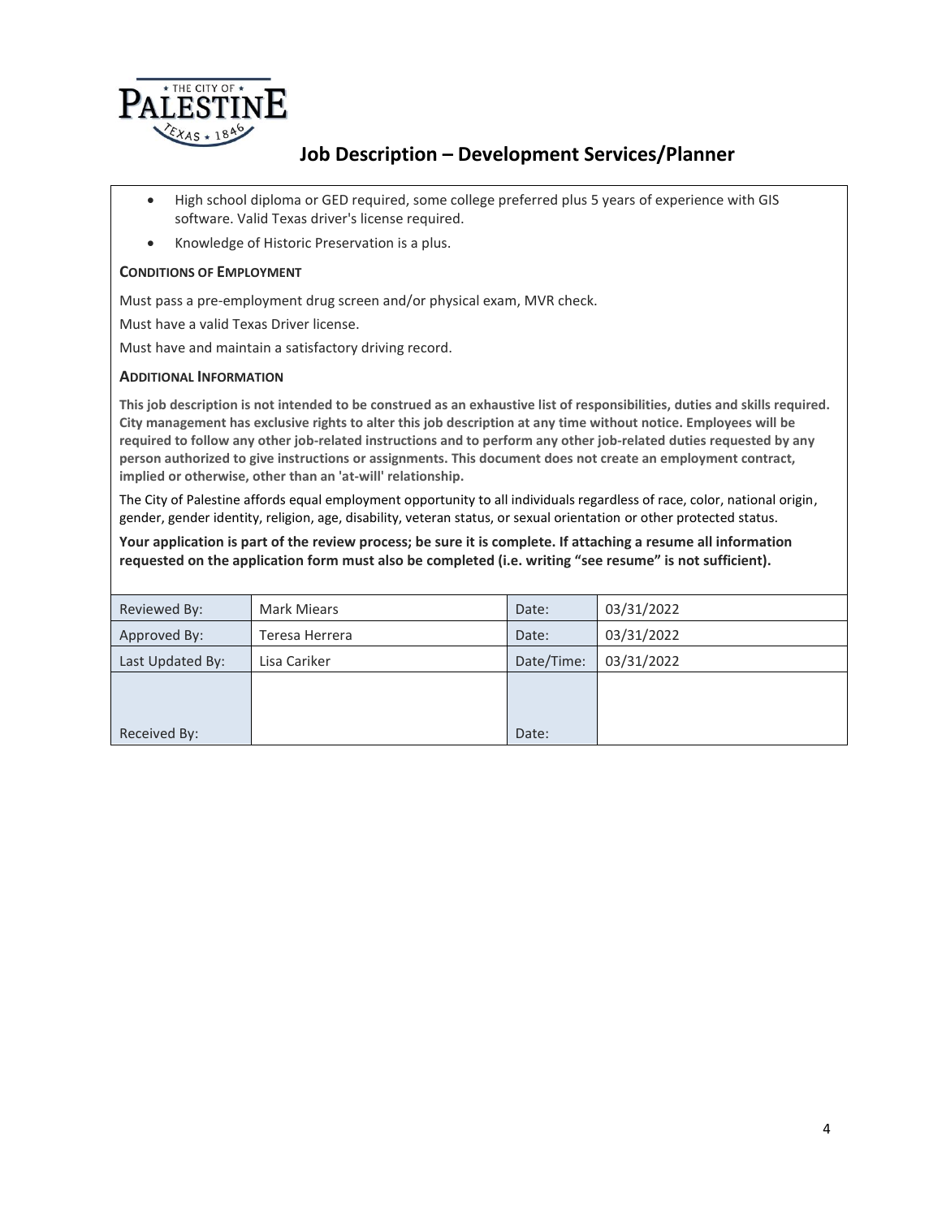- High school diploma or GED required, some college preferred plus 5 years of experience with GIS software. Valid Texas driver's license required.
- Knowledge of Historic Preservation is a plus.

**CONDITIONS OF EMPLOYMENT**

Must pass a pre-employment drug screen and/or physical exam, MVR check.

Must have a valid Texas Driver license.

Must have and maintain a satisfactory driving record.

**ADDITIONAL INFORMATION**

**This job description is not intended to be construed as an exhaustive list of responsibilities, duties and skills required. City management has exclusive rights to alter this job description at any time without notice. Employees will be required to follow any other job-related instructions and to perform any other job-related duties requested by any person authorized to give instructions or assignments. This document does not create an employment contract, implied or otherwise, other than an 'at-will' relationship.**

The City of Palestine affords equal employment opportunity to all individuals regardless of race, color, national origin, gender, gender identity, religion, age, disability, veteran status, or sexual orientation or other protected status.

**Your application is part of the review process; be sure it is complete. If attaching a resume all information requested on the application form must also be completed (i.e. writing "see resume" is not sufficient).**

| | | | |
|---|---|---|---|
| Reviewed By: | Mark Miears | Date: | 03/31/2022 |
| Approved By: | Teresa Herrera | Date: | 03/31/2022 |
| Last Updated By: | Lisa Cariker | Date/Time: | 03/31/2022 |
| Received By: | | Date: | |